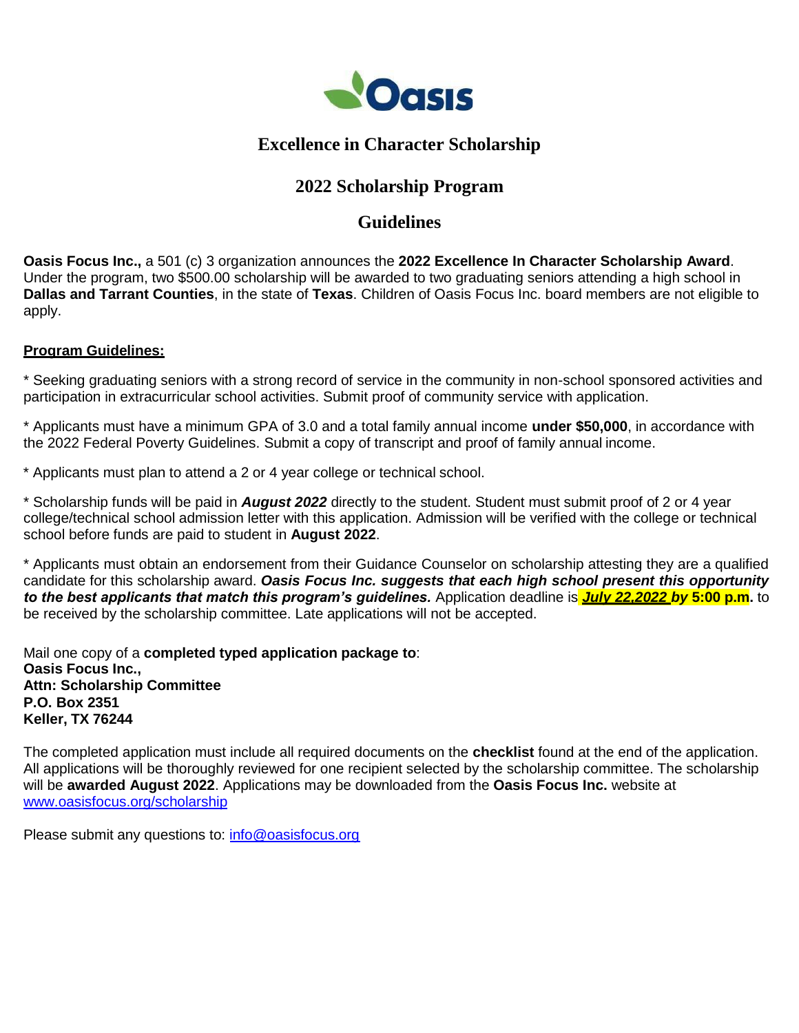Oasis

# Excellence in Character Scholarship

## 2022 Scholarship Program

## Guidelines

**Oasis Focus Inc.,** a 501 (c) 3 organization announces the **2022 Excellence In Character Scholarship Award**. Under the program, two $500.00 scholarship will be awarded to two graduating seniors attending a high school in **Dallas and Tarrant Counties**, in the state of **Texas**. Children of Oasis Focus Inc. board members are not eligible to apply.

**Program Guidelines:**

* Seeking graduating seniors with a strong record of service in the community in non-school sponsored activities and participation in extracurricular school activities. Submit proof of community service with application.

* Applicants must have a minimum GPA of 3.0 and a total family annual income **under $50,000**, in accordance with the 2022 Federal Poverty Guidelines. Submit a copy of transcript and proof of family annual income.

* Applicants must plan to attend a 2 or 4 year college or technical school.

* Scholarship funds will be paid in ***August 2022*** directly to the student. Student must submit proof of 2 or 4 year college/technical school admission letter with this application. Admission will be verified with the college or technical school before funds are paid to student in **August 2022**.

* Applicants must obtain an endorsement from their Guidance Counselor on scholarship attesting they are a qualified candidate for this scholarship award. ***Oasis Focus Inc. suggests that each high school present this opportunity to the best applicants that match this program's guidelines.*** Application deadline is ***July 22,2022 by*** **5:00 p.m.** to be received by the scholarship committee. Late applications will not be accepted.

Mail one copy of a **completed typed application package to**:
**Oasis Focus Inc.,**
**Attn: Scholarship Committee**
**P.O. Box 2351**
**Keller, TX 76244**

The completed application must include all required documents on the **checklist** found at the end of the application. All applications will be thoroughly reviewed for one recipient selected by the scholarship committee. The scholarship will be **awarded August 2022**. Applications may be downloaded from the **Oasis Focus Inc.** website at www.oasisfocus.org/scholarship

Please submit any questions to: info@oasisfocus.org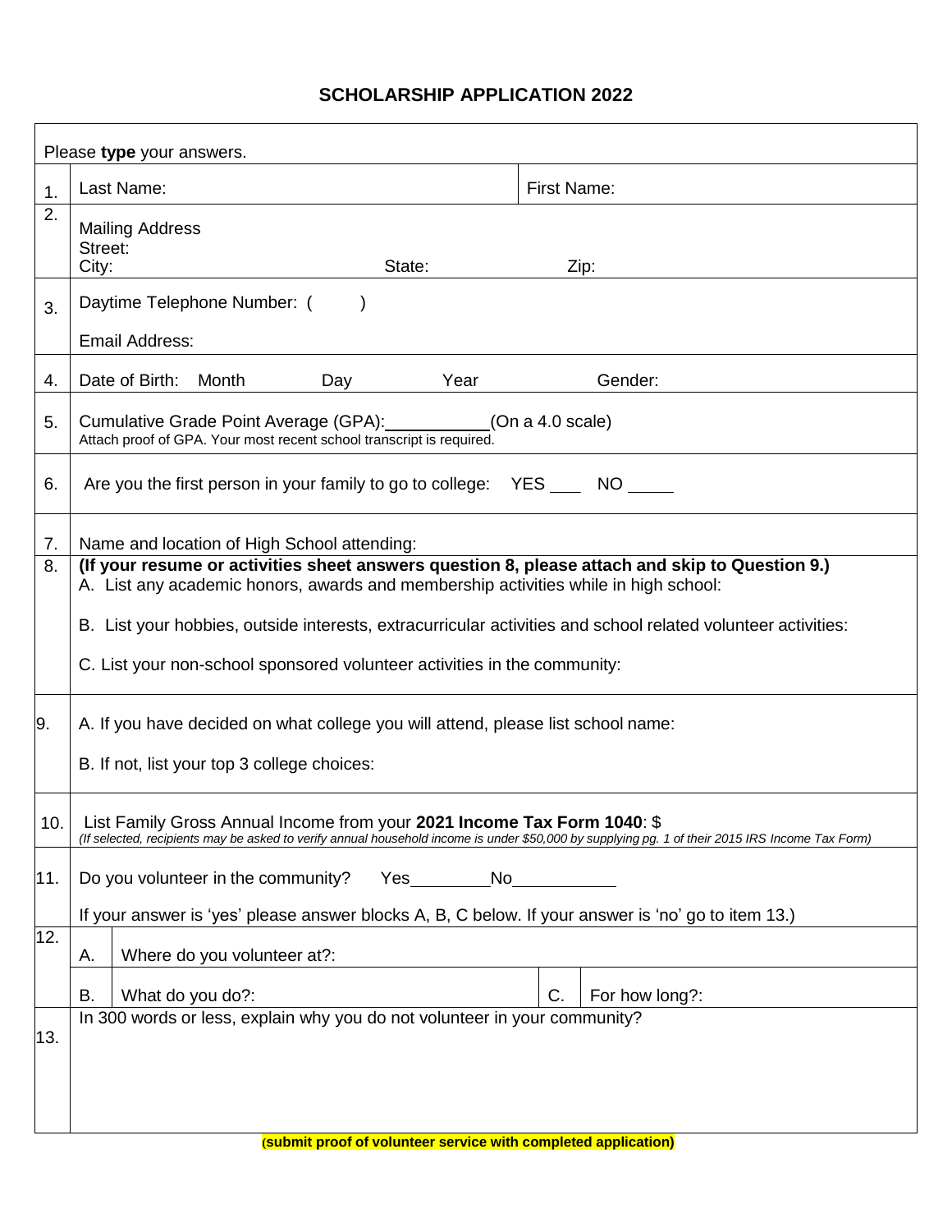# SCHOLARSHIP APPLICATION 2022

Please **type** your answers.

| # | Field | | | |
|---|---|---|---|---|
| 1. | Last Name: | | First Name: | |
| 2. | Mailing Address<br>Street:<br>City: State: Zip: | | | |
| 3. | Daytime Telephone Number: ( )<br><br>Email Address: | | | |
| 4. | Date of Birth: Month Day Year Gender: | | | |
| 5. | Cumulative Grade Point Average (GPA):\_\_\_\_\_\_\_\_\_\_(On a 4.0 scale)<br>Attach proof of GPA. Your most recent school transcript is required. | | | |
| 6. | Are you the first person in your family to go to college: YES \_\_\_ NO \_\_\_\_ | | | |
| 7. | Name and location of High School attending: | | | |
| 8. | **(If your resume or activities sheet answers question 8, please attach and skip to Question 9.)**<br>A. List any academic honors, awards and membership activities while in high school:<br><br>B. List your hobbies, outside interests, extracurricular activities and school related volunteer activities:<br><br>C. List your non-school sponsored volunteer activities in the community: | | | |
| 9. | A. If you have decided on what college you will attend, please list school name:<br><br>B. If not, list your top 3 college choices: | | | |
| 10. | List Family Gross Annual Income from your **2021 Income Tax Form 1040**: $<br>*(If selected, recipients may be asked to verify annual household income is under $50,000 by supplying pg. 1 of their 2015 IRS Income Tax Form)* | | | |
| 11. | Do you volunteer in the community? Yes\_\_\_\_\_\_\_\_No\_\_\_\_\_\_\_\_\_\_<br><br>If your answer is 'yes' please answer blocks A, B, C below. If your answer is 'no' go to item 13.) | | | |
| 12. | A. | Where do you volunteer at?: | | |
| | B. | What do you do?: | C. | For how long?: |
| 13. | In 300 words or less, explain why you do not volunteer in your community? | | | |

**(submit proof of volunteer service with completed application)**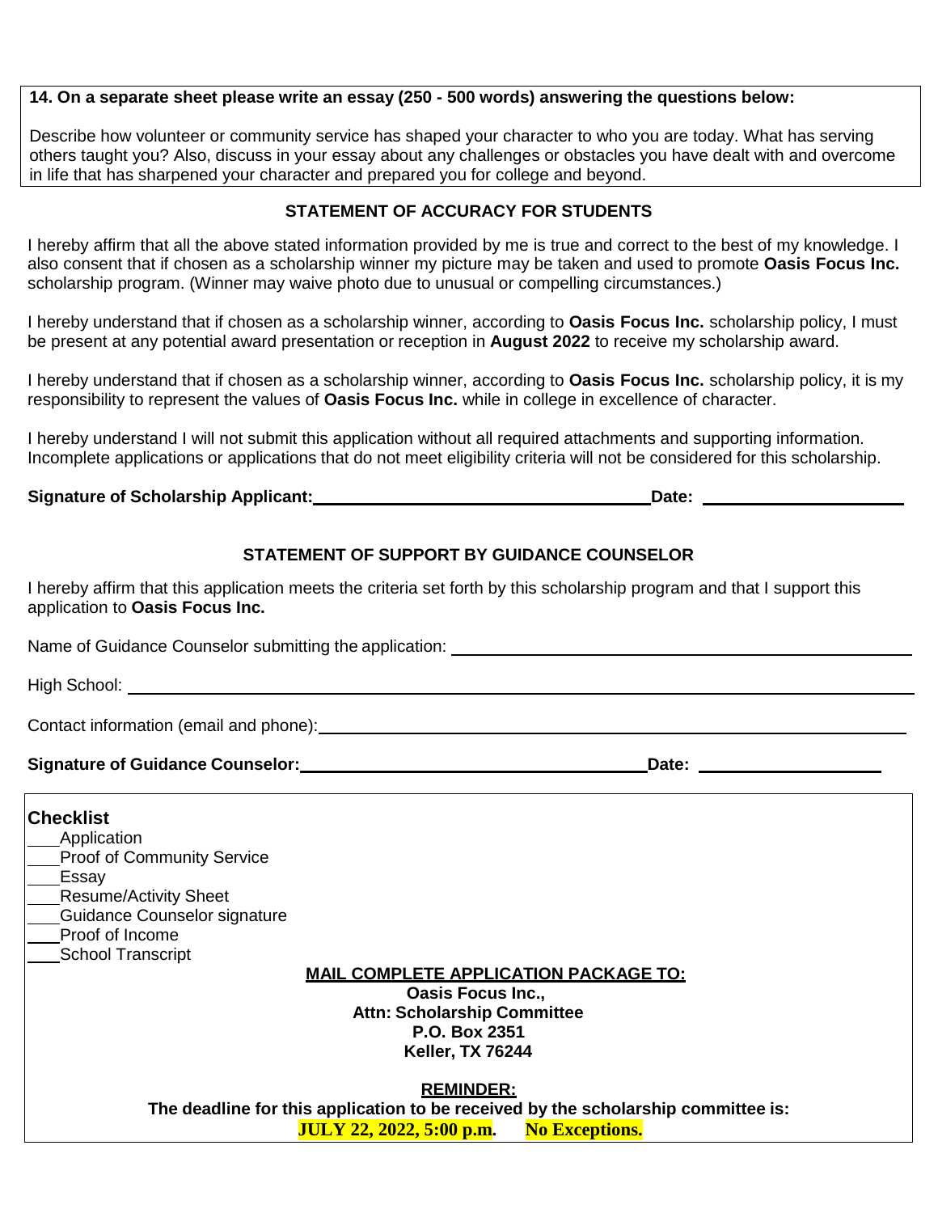**14. On a separate sheet please write an essay (250 - 500 words) answering the questions below:**

Describe how volunteer or community service has shaped your character to who you are today. What has serving others taught you? Also, discuss in your essay about any challenges or obstacles you have dealt with and overcome in life that has sharpened your character and prepared you for college and beyond.

### STATEMENT OF ACCURACY FOR STUDENTS

I hereby affirm that all the above stated information provided by me is true and correct to the best of my knowledge. I also consent that if chosen as a scholarship winner my picture may be taken and used to promote **Oasis Focus Inc.** scholarship program. (Winner may waive photo due to unusual or compelling circumstances.)

I hereby understand that if chosen as a scholarship winner, according to **Oasis Focus Inc.** scholarship policy, I must be present at any potential award presentation or reception in **August 2022** to receive my scholarship award.

I hereby understand that if chosen as a scholarship winner, according to **Oasis Focus Inc.** scholarship policy, it is my responsibility to represent the values of **Oasis Focus Inc.** while in college in excellence of character.

I hereby understand I will not submit this application without all required attachments and supporting information. Incomplete applications or applications that do not meet eligibility criteria will not be considered for this scholarship.

**Signature of Scholarship Applicant:** ________________________________ **Date:** ____________________

### STATEMENT OF SUPPORT BY GUIDANCE COUNSELOR

I hereby affirm that this application meets the criteria set forth by this scholarship program and that I support this application to **Oasis Focus Inc.**

Name of Guidance Counselor submitting the application: ____________________________________________

High School: ________________________________________________________________________________

Contact information (email and phone): _____________________________________________________

**Signature of Guidance Counselor:** ________________________________ **Date:** __________________

**Checklist**

___Application
___Proof of Community Service
___Essay
___Resume/Activity Sheet
___Guidance Counselor signature
___Proof of Income
___School Transcript

**MAIL COMPLETE APPLICATION PACKAGE TO:**

**Oasis Focus Inc.,**
**Attn: Scholarship Committee**
**P.O. Box 2351**
**Keller, TX 76244**

**REMINDER:**

**The deadline for this application to be received by the scholarship committee is:**
**JULY 22, 2022, 5:00 p.m. No Exceptions.**